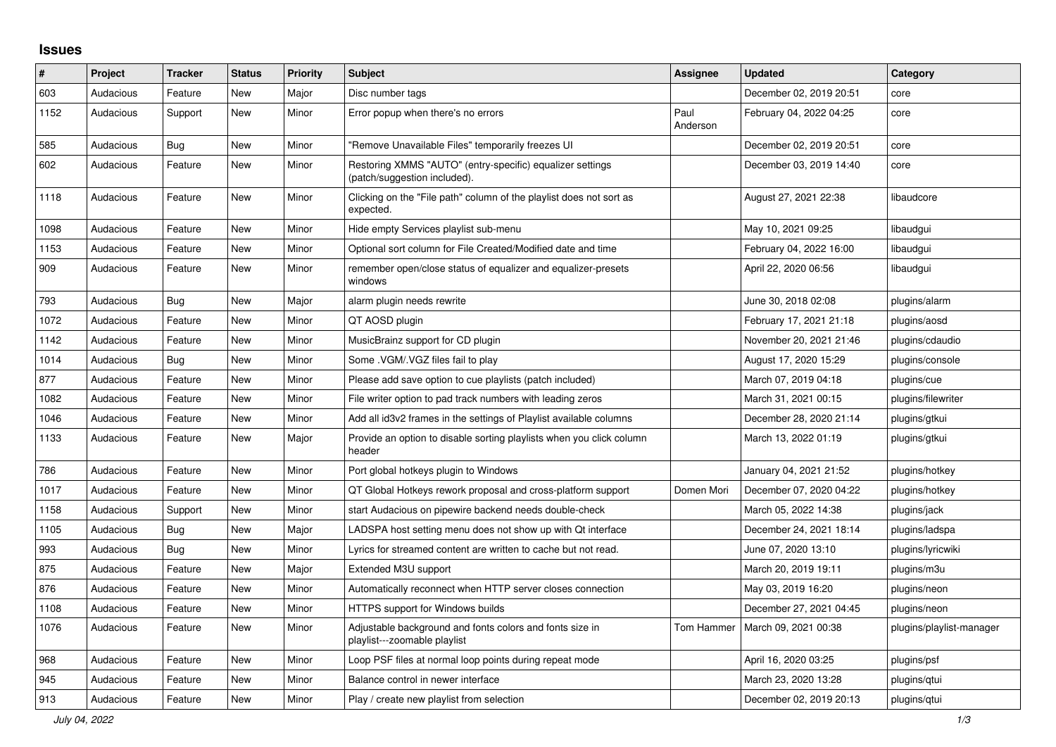## Issues

| # | Project | Tracker | Status | Priority | Subject | Assignee | Updated | Category |
|---|---|---|---|---|---|---|---|---|
| 603 | Audacious | Feature | New | Major | Disc number tags | | December 02, 2019 20:51 | core |
| 1152 | Audacious | Support | New | Minor | Error popup when there's no errors | Paul Anderson | February 04, 2022 04:25 | core |
| 585 | Audacious | Bug | New | Minor | "Remove Unavailable Files" temporarily freezes UI | | December 02, 2019 20:51 | core |
| 602 | Audacious | Feature | New | Minor | Restoring XMMS "AUTO" (entry-specific) equalizer settings (patch/suggestion included). | | December 03, 2019 14:40 | core |
| 1118 | Audacious | Feature | New | Minor | Clicking on the "File path" column of the playlist does not sort as expected. | | August 27, 2021 22:38 | libaudcore |
| 1098 | Audacious | Feature | New | Minor | Hide empty Services playlist sub-menu | | May 10, 2021 09:25 | libaudgui |
| 1153 | Audacious | Feature | New | Minor | Optional sort column for File Created/Modified date and time | | February 04, 2022 16:00 | libaudgui |
| 909 | Audacious | Feature | New | Minor | remember open/close status of equalizer and equalizer-presets windows | | April 22, 2020 06:56 | libaudgui |
| 793 | Audacious | Bug | New | Major | alarm plugin needs rewrite | | June 30, 2018 02:08 | plugins/alarm |
| 1072 | Audacious | Feature | New | Minor | QT AOSD plugin | | February 17, 2021 21:18 | plugins/aosd |
| 1142 | Audacious | Feature | New | Minor | MusicBrainz support for CD plugin | | November 20, 2021 21:46 | plugins/cdaudio |
| 1014 | Audacious | Bug | New | Minor | Some .VGM/.VGZ files fail to play | | August 17, 2020 15:29 | plugins/console |
| 877 | Audacious | Feature | New | Minor | Please add save option to cue playlists (patch included) | | March 07, 2019 04:18 | plugins/cue |
| 1082 | Audacious | Feature | New | Minor | File writer option to pad track numbers with leading zeros | | March 31, 2021 00:15 | plugins/filewriter |
| 1046 | Audacious | Feature | New | Minor | Add all id3v2 frames in the settings of Playlist available columns | | December 28, 2020 21:14 | plugins/gtkui |
| 1133 | Audacious | Feature | New | Major | Provide an option to disable sorting playlists when you click column header | | March 13, 2022 01:19 | plugins/gtkui |
| 786 | Audacious | Feature | New | Minor | Port global hotkeys plugin to Windows | | January 04, 2021 21:52 | plugins/hotkey |
| 1017 | Audacious | Feature | New | Minor | QT Global Hotkeys rework proposal and cross-platform support | Domen Mori | December 07, 2020 04:22 | plugins/hotkey |
| 1158 | Audacious | Support | New | Minor | start Audacious on pipewire backend needs double-check | | March 05, 2022 14:38 | plugins/jack |
| 1105 | Audacious | Bug | New | Major | LADSPA host setting menu does not show up with Qt interface | | December 24, 2021 18:14 | plugins/ladspa |
| 993 | Audacious | Bug | New | Minor | Lyrics for streamed content are written to cache but not read. | | June 07, 2020 13:10 | plugins/lyricwiki |
| 875 | Audacious | Feature | New | Major | Extended M3U support | | March 20, 2019 19:11 | plugins/m3u |
| 876 | Audacious | Feature | New | Minor | Automatically reconnect when HTTP server closes connection | | May 03, 2019 16:20 | plugins/neon |
| 1108 | Audacious | Feature | New | Minor | HTTPS support for Windows builds | | December 27, 2021 04:45 | plugins/neon |
| 1076 | Audacious | Feature | New | Minor | Adjustable background and fonts colors and fonts size in playlist---zoomable playlist | Tom Hammer | March 09, 2021 00:38 | plugins/playlist-manager |
| 968 | Audacious | Feature | New | Minor | Loop PSF files at normal loop points during repeat mode | | April 16, 2020 03:25 | plugins/psf |
| 945 | Audacious | Feature | New | Minor | Balance control in newer interface | | March 23, 2020 13:28 | plugins/qtui |
| 913 | Audacious | Feature | New | Minor | Play / create new playlist from selection | | December 02, 2019 20:13 | plugins/qtui |

*July 04, 2022*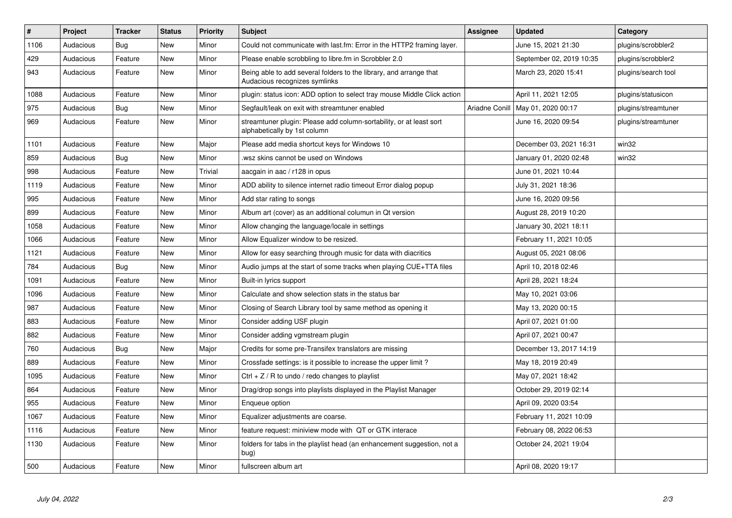| # | Project | Tracker | Status | Priority | Subject | Assignee | Updated | Category |
|---|---|---|---|---|---|---|---|---|
| 1106 | Audacious | Bug | New | Minor | Could not communicate with last.fm: Error in the HTTP2 framing layer. | | June 15, 2021 21:30 | plugins/scrobbler2 |
| 429 | Audacious | Feature | New | Minor | Please enable scrobbling to libre.fm in Scrobbler 2.0 | | September 02, 2019 10:35 | plugins/scrobbler2 |
| 943 | Audacious | Feature | New | Minor | Being able to add several folders to the library, and arrange that Audacious recognizes symlinks | | March 23, 2020 15:41 | plugins/search tool |
| 1088 | Audacious | Feature | New | Minor | plugin: status icon: ADD option to select tray mouse Middle Click action | | April 11, 2021 12:05 | plugins/statusicon |
| 975 | Audacious | Bug | New | Minor | Segfault/leak on exit with streamtuner enabled | Ariadne Conill | May 01, 2020 00:17 | plugins/streamtuner |
| 969 | Audacious | Feature | New | Minor | streamtuner plugin: Please add column-sortability, or at least sort alphabetically by 1st column | | June 16, 2020 09:54 | plugins/streamtuner |
| 1101 | Audacious | Feature | New | Major | Please add media shortcut keys for Windows 10 | | December 03, 2021 16:31 | win32 |
| 859 | Audacious | Bug | New | Minor | .wsz skins cannot be used on Windows | | January 01, 2020 02:48 | win32 |
| 998 | Audacious | Feature | New | Trivial | aacgain in aac / r128 in opus | | June 01, 2021 10:44 | |
| 1119 | Audacious | Feature | New | Minor | ADD ability to silence internet radio timeout Error dialog popup | | July 31, 2021 18:36 | |
| 995 | Audacious | Feature | New | Minor | Add star rating to songs | | June 16, 2020 09:56 | |
| 899 | Audacious | Feature | New | Minor | Album art (cover) as an additional columun in Qt version | | August 28, 2019 10:20 | |
| 1058 | Audacious | Feature | New | Minor | Allow changing the language/locale in settings | | January 30, 2021 18:11 | |
| 1066 | Audacious | Feature | New | Minor | Allow Equalizer window to be resized. | | February 11, 2021 10:05 | |
| 1121 | Audacious | Feature | New | Minor | Allow for easy searching through music for data with diacritics | | August 05, 2021 08:06 | |
| 784 | Audacious | Bug | New | Minor | Audio jumps at the start of some tracks when playing CUE+TTA files | | April 10, 2018 02:46 | |
| 1091 | Audacious | Feature | New | Minor | Built-in lyrics support | | April 28, 2021 18:24 | |
| 1096 | Audacious | Feature | New | Minor | Calculate and show selection stats in the status bar | | May 10, 2021 03:06 | |
| 987 | Audacious | Feature | New | Minor | Closing of Search Library tool by same method as opening it | | May 13, 2020 00:15 | |
| 883 | Audacious | Feature | New | Minor | Consider adding USF plugin | | April 07, 2021 01:00 | |
| 882 | Audacious | Feature | New | Minor | Consider adding vgmstream plugin | | April 07, 2021 00:47 | |
| 760 | Audacious | Bug | New | Major | Credits for some pre-Transifex translators are missing | | December 13, 2017 14:19 | |
| 889 | Audacious | Feature | New | Minor | Crossfade settings: is it possible to increase the upper limit ? | | May 18, 2019 20:49 | |
| 1095 | Audacious | Feature | New | Minor | Ctrl + Z / R to undo / redo changes to playlist | | May 07, 2021 18:42 | |
| 864 | Audacious | Feature | New | Minor | Drag/drop songs into playlists displayed in the Playlist Manager | | October 29, 2019 02:14 | |
| 955 | Audacious | Feature | New | Minor | Enqueue option | | April 09, 2020 03:54 | |
| 1067 | Audacious | Feature | New | Minor | Equalizer adjustments are coarse. | | February 11, 2021 10:09 | |
| 1116 | Audacious | Feature | New | Minor | feature request: miniview mode with QT or GTK interace | | February 08, 2022 06:53 | |
| 1130 | Audacious | Feature | New | Minor | folders for tabs in the playlist head (an enhancement suggestion, not a bug) | | October 24, 2021 19:04 | |
| 500 | Audacious | Feature | New | Minor | fullscreen album art | | April 08, 2020 19:17 | |

*July 04, 2022*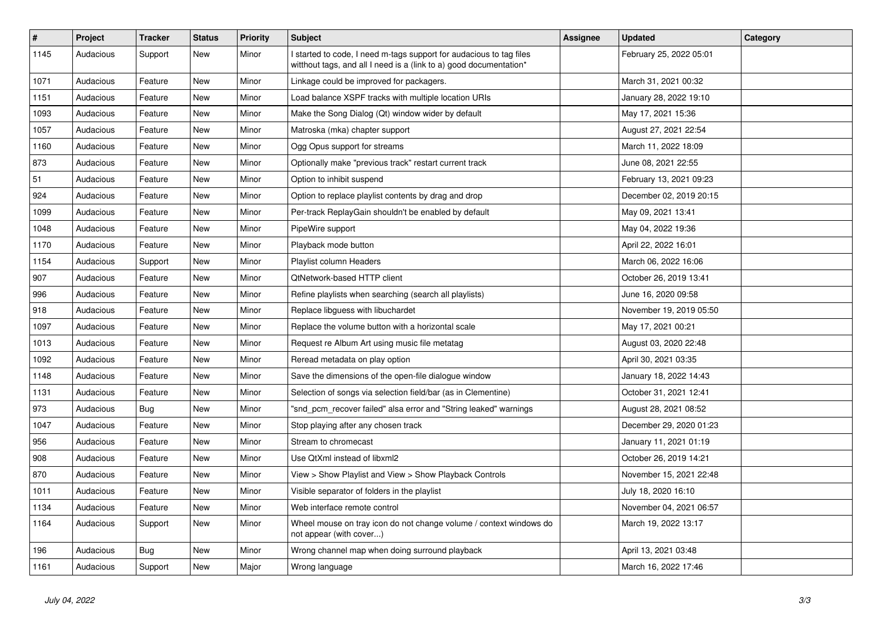| # | Project | Tracker | Status | Priority | Subject | Assignee | Updated | Category |
|---|---|---|---|---|---|---|---|---|
| 1145 | Audacious | Support | New | Minor | I started to code, I need m-tags support for audacious to tag files witthout tags, and all I need is a (link to a) good documentation* | | February 25, 2022 05:01 | |
| 1071 | Audacious | Feature | New | Minor | Linkage could be improved for packagers. | | March 31, 2021 00:32 | |
| 1151 | Audacious | Feature | New | Minor | Load balance XSPF tracks with multiple location URIs | | January 28, 2022 19:10 | |
| 1093 | Audacious | Feature | New | Minor | Make the Song Dialog (Qt) window wider by default | | May 17, 2021 15:36 | |
| 1057 | Audacious | Feature | New | Minor | Matroska (mka) chapter support | | August 27, 2021 22:54 | |
| 1160 | Audacious | Feature | New | Minor | Ogg Opus support for streams | | March 11, 2022 18:09 | |
| 873 | Audacious | Feature | New | Minor | Optionally make "previous track" restart current track | | June 08, 2021 22:55 | |
| 51 | Audacious | Feature | New | Minor | Option to inhibit suspend | | February 13, 2021 09:23 | |
| 924 | Audacious | Feature | New | Minor | Option to replace playlist contents by drag and drop | | December 02, 2019 20:15 | |
| 1099 | Audacious | Feature | New | Minor | Per-track ReplayGain shouldn't be enabled by default | | May 09, 2021 13:41 | |
| 1048 | Audacious | Feature | New | Minor | PipeWire support | | May 04, 2022 19:36 | |
| 1170 | Audacious | Feature | New | Minor | Playback mode button | | April 22, 2022 16:01 | |
| 1154 | Audacious | Support | New | Minor | Playlist column Headers | | March 06, 2022 16:06 | |
| 907 | Audacious | Feature | New | Minor | QtNetwork-based HTTP client | | October 26, 2019 13:41 | |
| 996 | Audacious | Feature | New | Minor | Refine playlists when searching (search all playlists) | | June 16, 2020 09:58 | |
| 918 | Audacious | Feature | New | Minor | Replace libguess with libuchardet | | November 19, 2019 05:50 | |
| 1097 | Audacious | Feature | New | Minor | Replace the volume button with a horizontal scale | | May 17, 2021 00:21 | |
| 1013 | Audacious | Feature | New | Minor | Request re Album Art using music file metatag | | August 03, 2020 22:48 | |
| 1092 | Audacious | Feature | New | Minor | Reread metadata on play option | | April 30, 2021 03:35 | |
| 1148 | Audacious | Feature | New | Minor | Save the dimensions of the open-file dialogue window | | January 18, 2022 14:43 | |
| 1131 | Audacious | Feature | New | Minor | Selection of songs via selection field/bar (as in Clementine) | | October 31, 2021 12:41 | |
| 973 | Audacious | Bug | New | Minor | "snd_pcm_recover failed" alsa error and "String leaked" warnings | | August 28, 2021 08:52 | |
| 1047 | Audacious | Feature | New | Minor | Stop playing after any chosen track | | December 29, 2020 01:23 | |
| 956 | Audacious | Feature | New | Minor | Stream to chromecast | | January 11, 2021 01:19 | |
| 908 | Audacious | Feature | New | Minor | Use QtXml instead of libxml2 | | October 26, 2019 14:21 | |
| 870 | Audacious | Feature | New | Minor | View > Show Playlist and View > Show Playback Controls | | November 15, 2021 22:48 | |
| 1011 | Audacious | Feature | New | Minor | Visible separator of folders in the playlist | | July 18, 2020 16:10 | |
| 1134 | Audacious | Feature | New | Minor | Web interface remote control | | November 04, 2021 06:57 | |
| 1164 | Audacious | Support | New | Minor | Wheel mouse on tray icon do not change volume / context windows do not appear (with cover...) | | March 19, 2022 13:17 | |
| 196 | Audacious | Bug | New | Minor | Wrong channel map when doing surround playback | | April 13, 2021 03:48 | |
| 1161 | Audacious | Support | New | Major | Wrong language | | March 16, 2022 17:46 | |

*July 04, 2022*